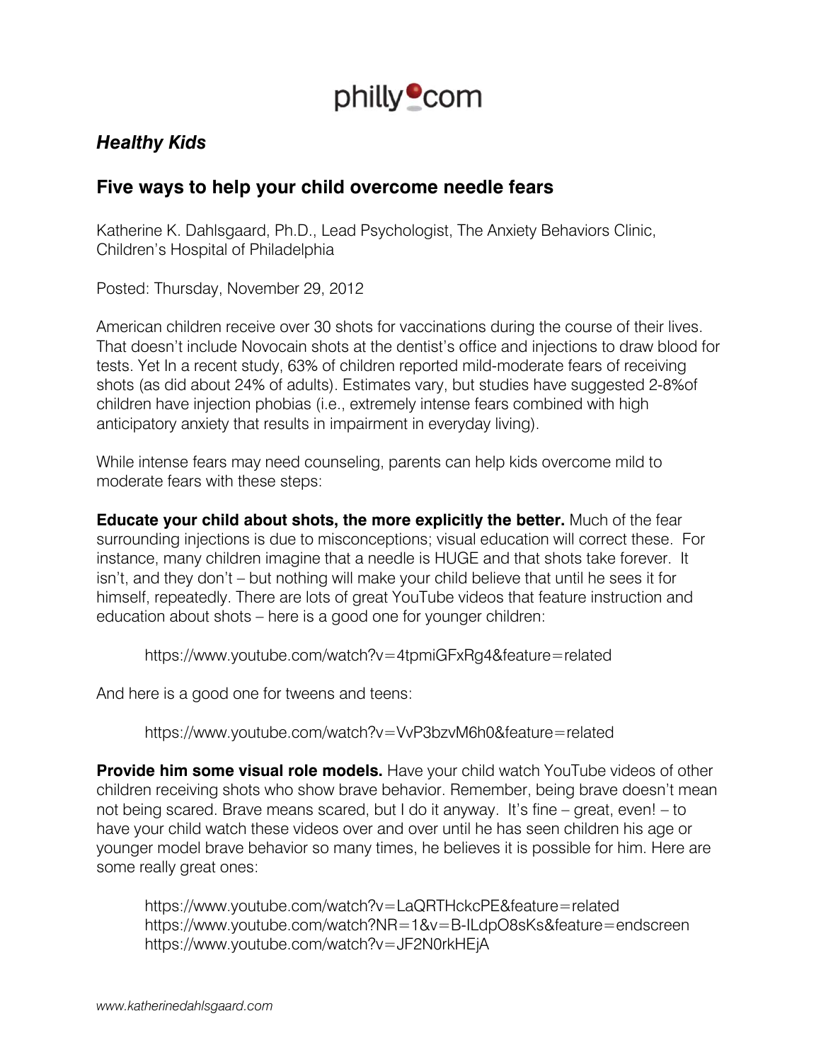philly.com

## *Healthy Kids*

# Five ways to help your child overcome needle fears

Katherine K. Dahlsgaard, Ph.D., Lead Psychologist, The Anxiety Behaviors Clinic, Children's Hospital of Philadelphia

Posted: Thursday, November 29, 2012

American children receive over 30 shots for vaccinations during the course of their lives. That doesn't include Novocain shots at the dentist's office and injections to draw blood for tests. Yet In a recent study, 63% of children reported mild-moderate fears of receiving shots (as did about 24% of adults). Estimates vary, but studies have suggested 2-8%of children have injection phobias (i.e., extremely intense fears combined with high anticipatory anxiety that results in impairment in everyday living).

While intense fears may need counseling, parents can help kids overcome mild to moderate fears with these steps:

**Educate your child about shots, the more explicitly the better.** Much of the fear surrounding injections is due to misconceptions; visual education will correct these. For instance, many children imagine that a needle is HUGE and that shots take forever. It isn't, and they don't – but nothing will make your child believe that until he sees it for himself, repeatedly. There are lots of great YouTube videos that feature instruction and education about shots – here is a good one for younger children:

> https://www.youtube.com/watch?v=4tpmiGFxRg4&feature=related

And here is a good one for tweens and teens:

> https://www.youtube.com/watch?v=VvP3bzvM6h0&feature=related

**Provide him some visual role models.** Have your child watch YouTube videos of other children receiving shots who show brave behavior. Remember, being brave doesn't mean not being scared. Brave means scared, but I do it anyway. It's fine – great, even! – to have your child watch these videos over and over until he has seen children his age or younger model brave behavior so many times, he believes it is possible for him. Here are some really great ones:

> https://www.youtube.com/watch?v=LaQRTHckcPE&feature=related
> https://www.youtube.com/watch?NR=1&v=B-ILdpO8sKs&feature=endscreen
> https://www.youtube.com/watch?v=JF2N0rkHEjA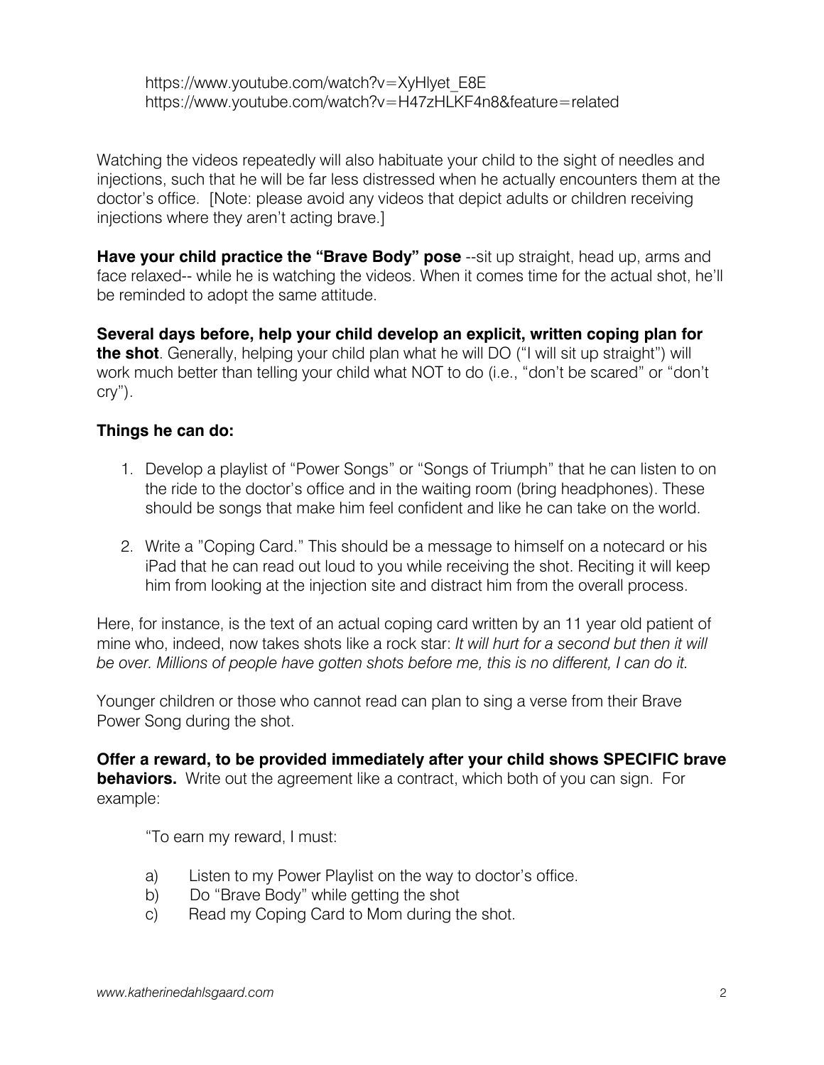https://www.youtube.com/watch?v=XyHlyet_E8E
https://www.youtube.com/watch?v=H47zHLKF4n8&feature=related

Watching the videos repeatedly will also habituate your child to the sight of needles and injections, such that he will be far less distressed when he actually encounters them at the doctor's office. [Note: please avoid any videos that depict adults or children receiving injections where they aren't acting brave.]

**Have your child practice the "Brave Body" pose** --sit up straight, head up, arms and face relaxed-- while he is watching the videos. When it comes time for the actual shot, he'll be reminded to adopt the same attitude.

**Several days before, help your child develop an explicit, written coping plan for the shot**. Generally, helping your child plan what he will DO ("I will sit up straight") will work much better than telling your child what NOT to do (i.e., "don't be scared" or "don't cry").

**Things he can do:**

1. Develop a playlist of "Power Songs" or "Songs of Triumph" that he can listen to on the ride to the doctor's office and in the waiting room (bring headphones). These should be songs that make him feel confident and like he can take on the world.

2. Write a "Coping Card." This should be a message to himself on a notecard or his iPad that he can read out loud to you while receiving the shot. Reciting it will keep him from looking at the injection site and distract him from the overall process.

Here, for instance, is the text of an actual coping card written by an 11 year old patient of mine who, indeed, now takes shots like a rock star: *It will hurt for a second but then it will be over. Millions of people have gotten shots before me, this is no different, I can do it.*

Younger children or those who cannot read can plan to sing a verse from their Brave Power Song during the shot.

**Offer a reward, to be provided immediately after your child shows SPECIFIC brave behaviors.** Write out the agreement like a contract, which both of you can sign. For example:

"To earn my reward, I must:

a) Listen to my Power Playlist on the way to doctor's office.
b) Do "Brave Body" while getting the shot
c) Read my Coping Card to Mom during the shot.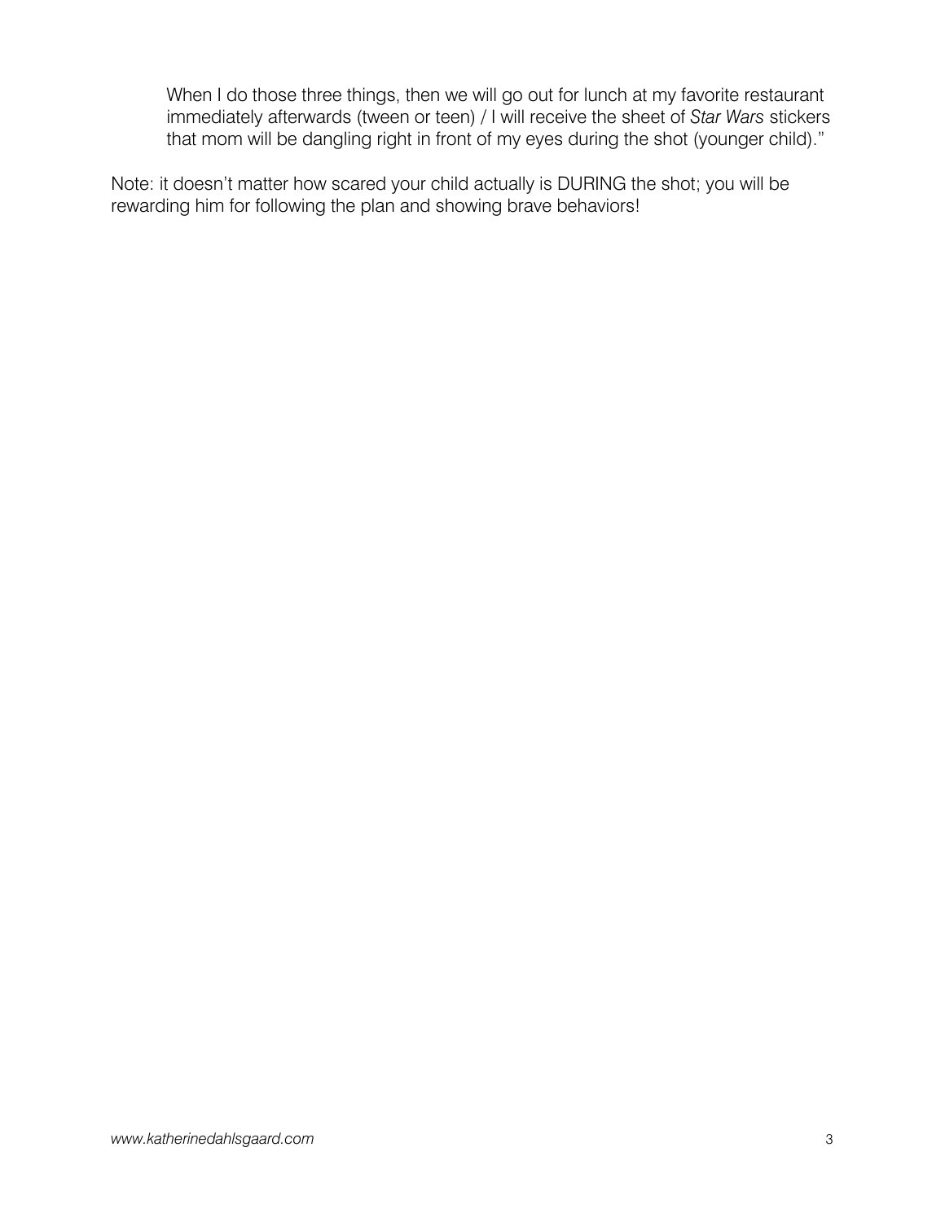> When I do those three things, then we will go out for lunch at my favorite restaurant immediately afterwards (tween or teen) / I will receive the sheet of *Star Wars* stickers that mom will be dangling right in front of my eyes during the shot (younger child)."

Note: it doesn't matter how scared your child actually is DURING the shot; you will be rewarding him for following the plan and showing brave behaviors!